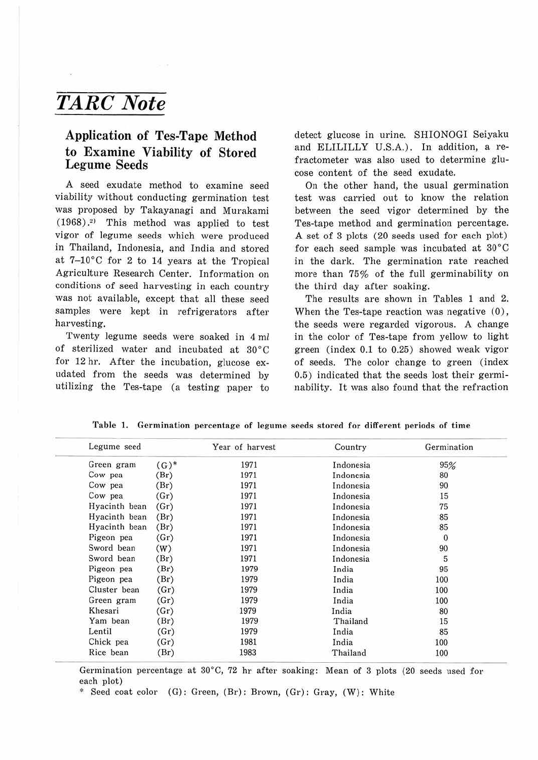# *TARC Note*

## Application of Tes-Tape Method to Examine Viability of Stored Legume Seeds

A seed exudate method to examine seed viability without conducting germination test was proposed by Takayanagi and Murakami (1968).[2] This method was applied to test vigor of legume seeds which were produced in Thailand, Indonesia, and India and stored at 7–10°C for 2 to 14 years at the Tropical Agriculture Research Center. Information on conditions of seed harvesting in each country was not available, except that all these seed samples were kept in refrigerators after harvesting.

Twenty legume seeds were soaked in 4 *ml* of sterilized water and incubated at 30°C for 12 hr. After the incubation, glucose exudated from the seeds was determined by utilizing the Tes-tape (a testing paper to detect glucose in urine. SHIONOGI Seiyaku and ELILILLY U.S.A.). In addition, a refractometer was also used to determine glucose content of the seed exudate.

On the other hand, the usual germination test was carried out to know the relation between the seed vigor determined by the Tes-tape method and germination percentage. A set of 3 plots (20 seeds used for each plot) for each seed sample was incubated at 30°C in the dark. The germination rate reached more than 75% of the full germinability on the third day after soaking.

The results are shown in Tables 1 and 2. When the Tes-tape reaction was negative (0), the seeds were regarded vigorous. A change in the color of Tes-tape from yellow to light green (index 0.1 to 0.25) showed weak vigor of seeds. The color change to green (index 0.5) indicated that the seeds lost their germinability. It was also found that the refraction

**Table 1. Germination percentage of legume seeds stored for different periods of time**

| Legume seed | | Year of harvest | Country | Germination |
|---|---|---|---|---|
| Green gram | (G)* | 1971 | Indonesia | 95% |
| Cow pea | (Br) | 1971 | Indonesia | 80 |
| Cow pea | (Br) | 1971 | Indonesia | 90 |
| Cow pea | (Gr) | 1971 | Indonesia | 15 |
| Hyacinth bean | (Gr) | 1971 | Indonesia | 75 |
| Hyacinth bean | (Br) | 1971 | Indonesia | 85 |
| Hyacinth bean | (Br) | 1971 | Indonesia | 85 |
| Pigeon pea | (Gr) | 1971 | Indonesia | 0 |
| Sword bean | (W) | 1971 | Indonesia | 90 |
| Sword bean | (Br) | 1971 | Indonesia | 5 |
| Pigeon pea | (Br) | 1979 | India | 95 |
| Pigeon pea | (Br) | 1979 | India | 100 |
| Cluster bean | (Gr) | 1979 | India | 100 |
| Green gram | (Gr) | 1979 | India | 100 |
| Khesari | (Gr) | 1979 | India | 80 |
| Yam bean | (Br) | 1979 | Thailand | 15 |
| Lentil | (Gr) | 1979 | India | 85 |
| Chick pea | (Gr) | 1981 | India | 100 |
| Rice bean | (Br) | 1983 | Thailand | 100 |

Germination percentage at 30°C, 72 hr after soaking: Mean of 3 plots (20 seeds used for each plot)

\* Seed coat color (G): Green, (Br): Brown, (Gr): Gray, (W): White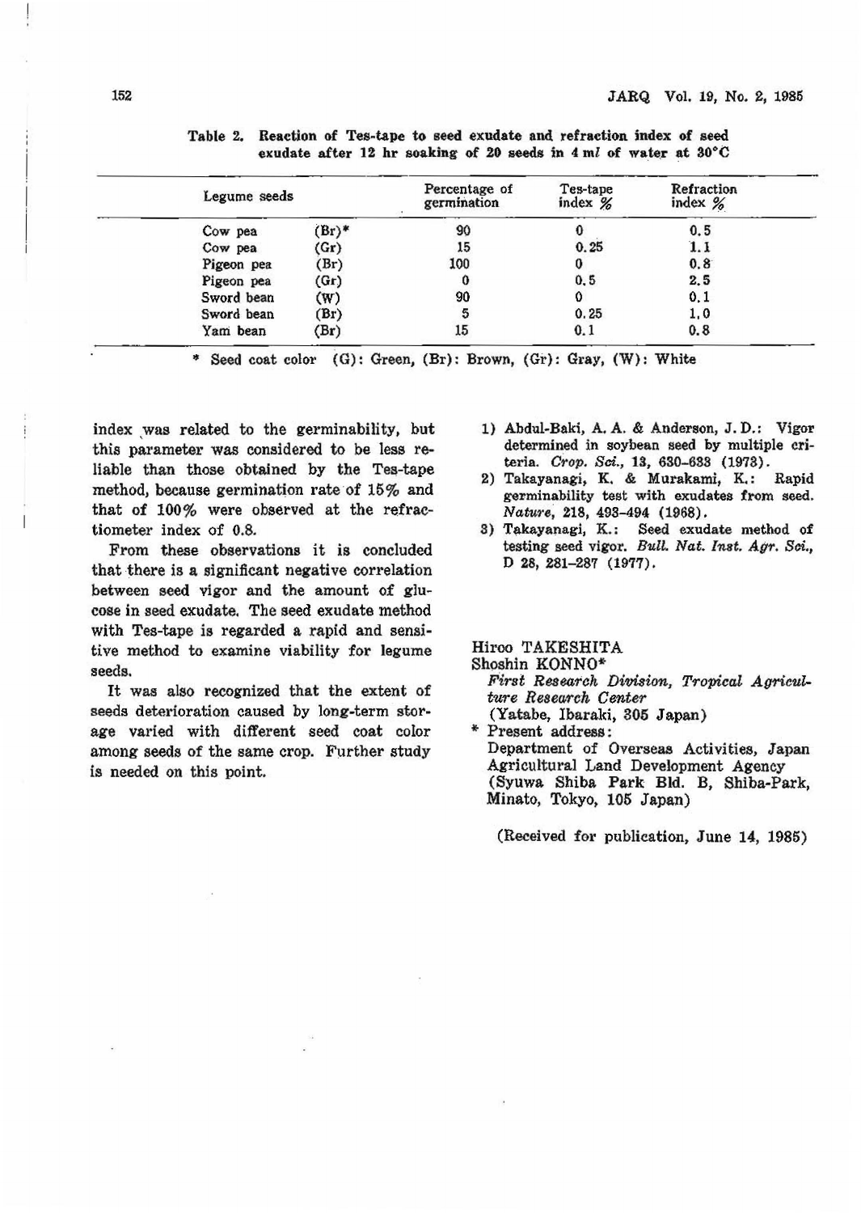Table 2. Reaction of Tes-tape to seed exudate and refraction index of seed exudate after 12 hr soaking of 20 seeds in 4 ml of water at 30°C

| Legume seeds | | Percentage of germination | Tes-tape index % | Refraction index % |
|---|---|---|---|---|
| Cow pea | (Br)* | 90 | 0 | 0.5 |
| Cow pea | (Gr) | 15 | 0.25 | 1.1 |
| Pigeon pea | (Br) | 100 | 0 | 0.8 |
| Pigeon pea | (Gr) | 0 | 0.5 | 2.5 |
| Sword bean | (W) | 90 | 0 | 0.1 |
| Sword bean | (Br) | 5 | 0.25 | 1.0 |
| Yam bean | (Br) | 15 | 0.1 | 0.8 |

\* Seed coat color (G): Green, (Br): Brown, (Gr): Gray, (W): White

index was related to the germinability, but this parameter was considered to be less reliable than those obtained by the Tes-tape method, because germination rate of 15% and that of 100% were observed at the refractiometer index of 0.8.

From these observations it is concluded that there is a significant negative correlation between seed vigor and the amount of glucose in seed exudate. The seed exudate method with Tes-tape is regarded a rapid and sensitive method to examine viability for legume seeds.

It was also recognized that the extent of seeds deterioration caused by long-term storage varied with different seed coat color among seeds of the same crop. Further study is needed on this point.

1) Abdul-Baki, A. A. & Anderson, J. D.: Vigor determined in soybean seed by multiple criteria. *Crop. Sci.*, 13, 630–633 (1973).
2) Takayanagi, K. & Murakami, K.: Rapid germinability test with exudates from seed. *Nature*, 218, 493–494 (1968).
3) Takayanagi, K.: Seed exudate method of testing seed vigor. *Bull. Nat. Inst. Agr. Sci.*, D 28, 281–287 (1977).

Hiroo TAKESHITA
Shoshin KONNO*

*First Research Division, Tropical Agriculture Research Center*
(Yatabe, Ibaraki, 305 Japan)

\* Present address:
Department of Overseas Activities, Japan Agricultural Land Development Agency
(Syuwa Shiba Park Bld. B, Shiba-Park, Minato, Tokyo, 105 Japan)

(Received for publication, June 14, 1985)